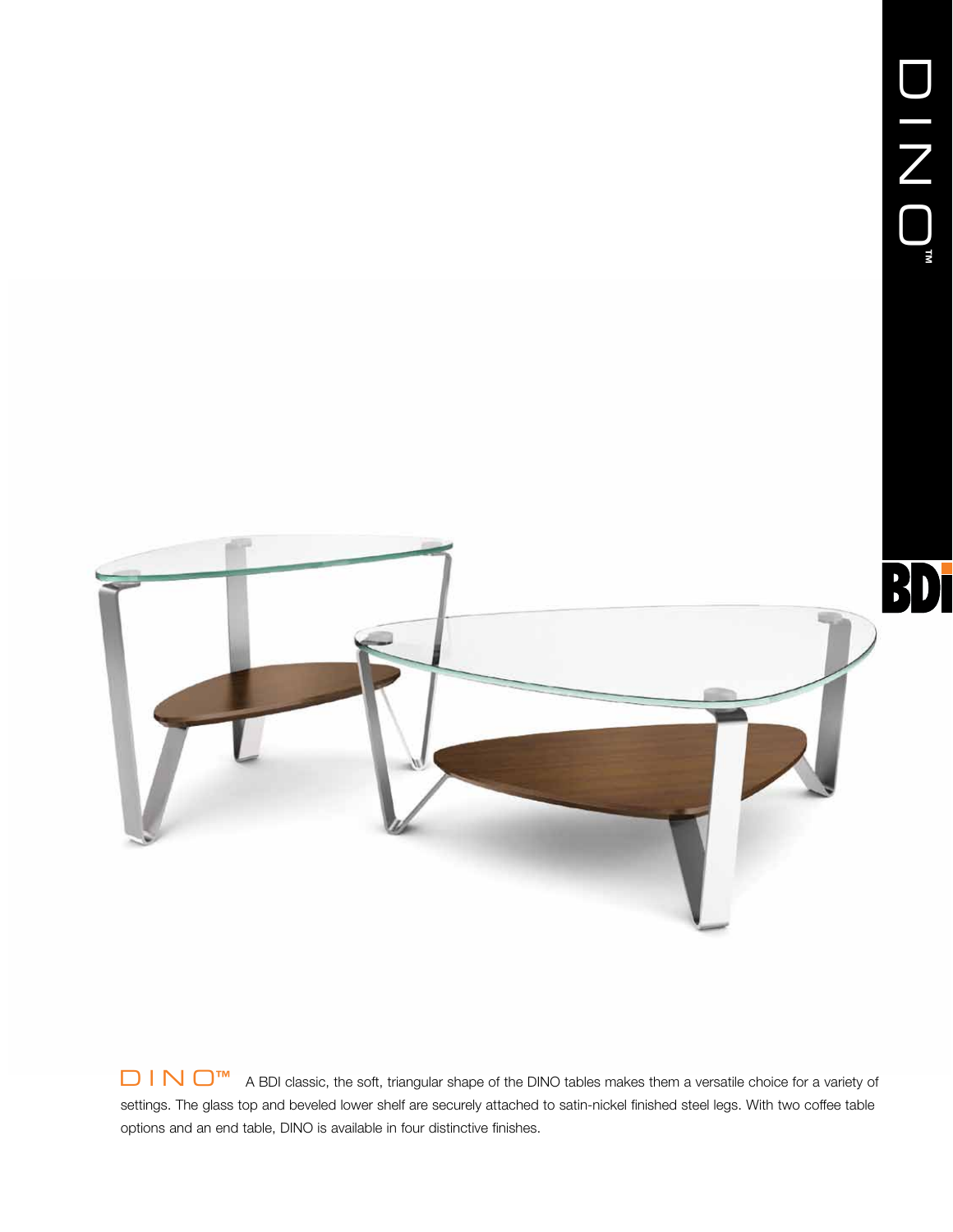# DINO™

**DINO™** A BDI classic, the soft, triangular shape of the DINO tables makes them a versatile choice for a variety of settings. The glass top and beveled lower shelf are securely attached to satin-nickel finished steel legs. With two coffee table options and an end table, DINO is available in four distinctive finishes.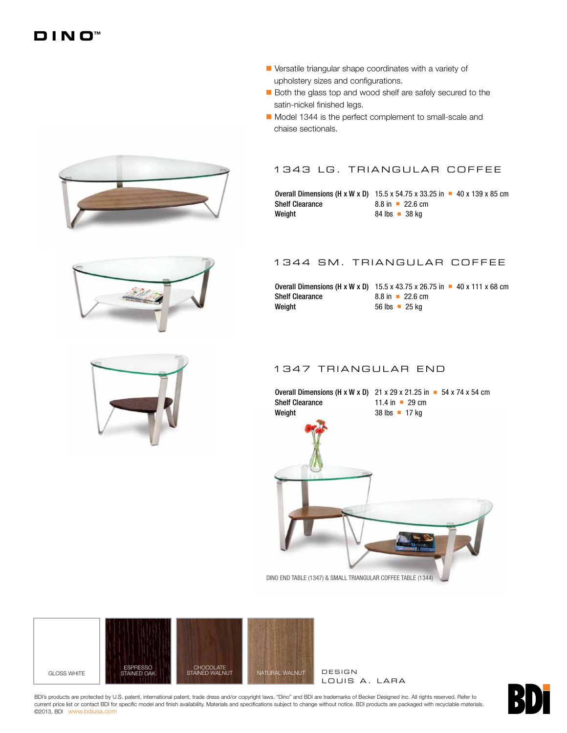# DINO™

- Versatile triangular shape coordinates with a variety of upholstery sizes and configurations.
- Both the glass top and wood shelf are safely secured to the satin-nickel finished legs.
- Model 1344 is the perfect complement to small-scale and chaise sectionals.

## 1343 LG. TRIANGULAR COFFEE

| | |
|---|---|
| **Overall Dimensions (H x W x D)** | 15.5 x 54.75 x 33.25 in ■ 40 x 139 x 85 cm |
| **Shelf Clearance** | 8.8 in ■ 22.6 cm |
| **Weight** | 84 lbs ■ 38 kg |

## 1344 SM. TRIANGULAR COFFEE

| | |
|---|---|
| **Overall Dimensions (H x W x D)** | 15.5 x 43.75 x 26.75 in ■ 40 x 111 x 68 cm |
| **Shelf Clearance** | 8.8 in ■ 22.6 cm |
| **Weight** | 56 lbs ■ 25 kg |

## 1347 TRIANGULAR END

| | |
|---|---|
| **Overall Dimensions (H x W x D)** | 21 x 29 x 21.25 in ■ 54 x 74 x 54 cm |
| **Shelf Clearance** | 11.4 in ■ 29 cm |
| **Weight** | 38 lbs ■ 17 kg |

DINO END TABLE (1347) & SMALL TRIANGULAR COFFEE TABLE (1344)

GLOSS WHITE

ESPRESSO STAINED OAK

CHOCOLATE STAINED WALNUT

NATURAL WALNUT

DESIGN
LOUIS A. LARA

BDI's products are protected by U.S. patent, international patent, trade dress and/or copyright laws. "Dino" and BDI are trademarks of Becker Designed Inc. All rights reserved. Refer to current price list or contact BDI for specific model and finish availability. Materials and specifications subject to change without notice. BDI products are packaged with recyclable materials. ©2013, BDI www.bdiusa.com

BDI